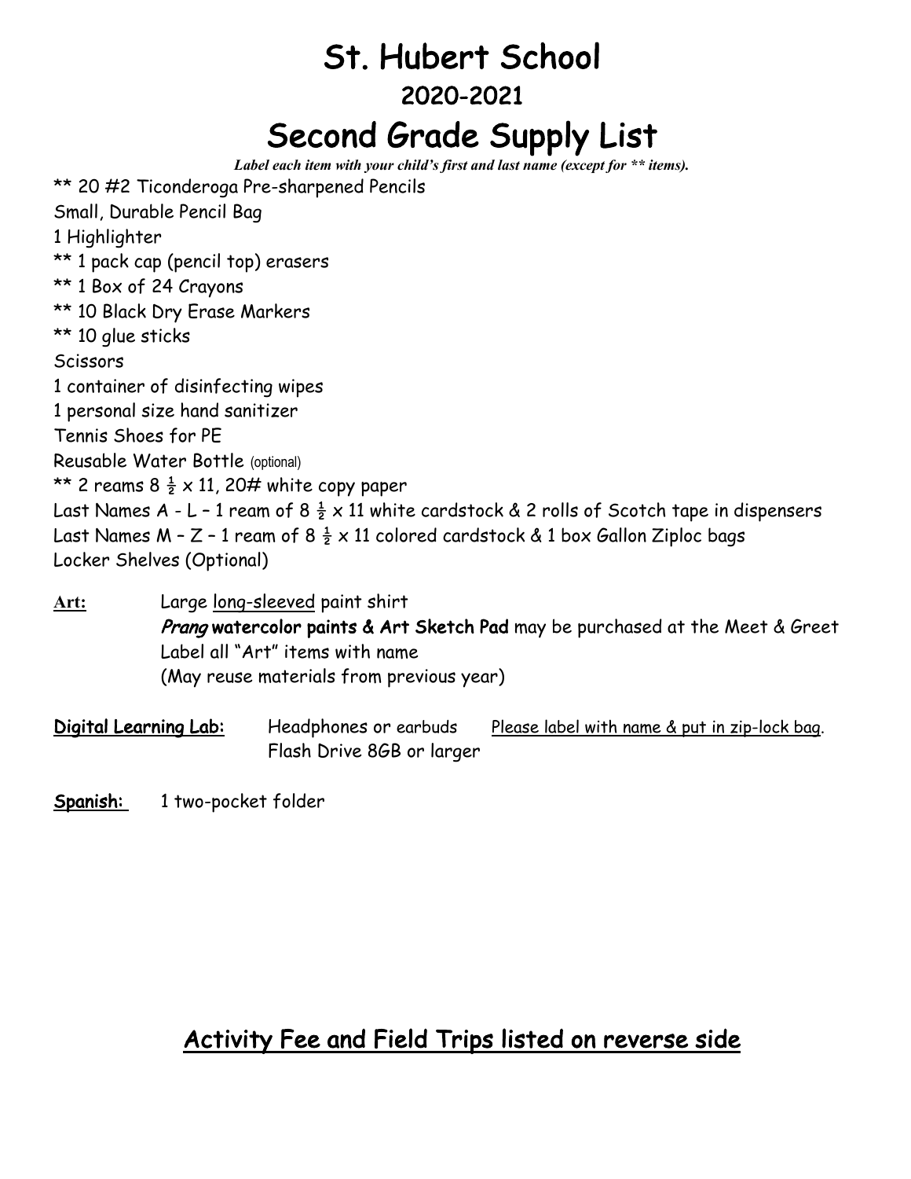# St. Hubert School

## 2020-2021

# Second Grade Supply List

***Label each item with your child's first and last name (except for ** items).***

** 20 #2 Ticonderoga Pre-sharpened Pencils
Small, Durable Pencil Bag
1 Highlighter
** 1 pack cap (pencil top) erasers
** 1 Box of 24 Crayons
** 10 Black Dry Erase Markers
** 10 glue sticks
Scissors
1 container of disinfecting wipes
1 personal size hand sanitizer
Tennis Shoes for PE
Reusable Water Bottle (optional)
** 2 reams 8 ½ x 11, 20# white copy paper
Last Names A - L – 1 ream of 8 ½ x 11 white cardstock & 2 rolls of Scotch tape in dispensers
Last Names M – Z – 1 ream of 8 ½ x 11 colored cardstock & 1 box Gallon Ziploc bags
Locker Shelves (Optional)

**Art:** Large long-sleeved paint shirt
*Prang* **watercolor paints & Art Sketch Pad** may be purchased at the Meet & Greet
Label all "Art" items with name
(May reuse materials from previous year)

**Digital Learning Lab:** Headphones or earbuds Please label with name & put in zip-lock bag.
Flash Drive 8GB or larger

**Spanish:** 1 two-pocket folder

## Activity Fee and Field Trips listed on reverse side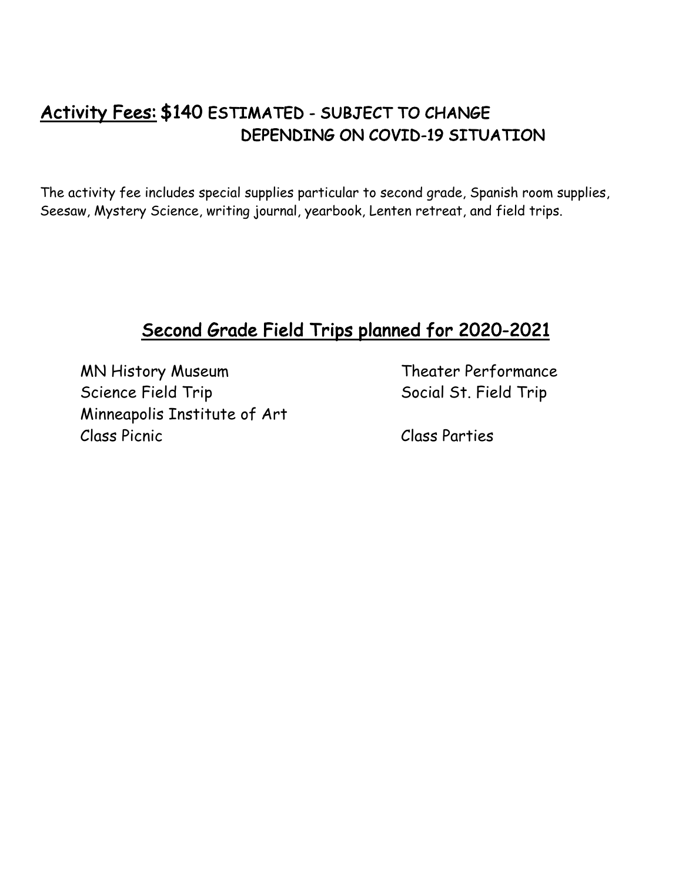## Activity Fees: $140 ESTIMATED - SUBJECT TO CHANGE DEPENDING ON COVID-19 SITUATION

The activity fee includes special supplies particular to second grade, Spanish room supplies, Seesaw, Mystery Science, writing journal, yearbook, Lenten retreat, and field trips.

## Second Grade Field Trips planned for 2020-2021

MN History Museum

Theater Performance

Science Field Trip

Social St. Field Trip

Minneapolis Institute of Art

Class Picnic

Class Parties